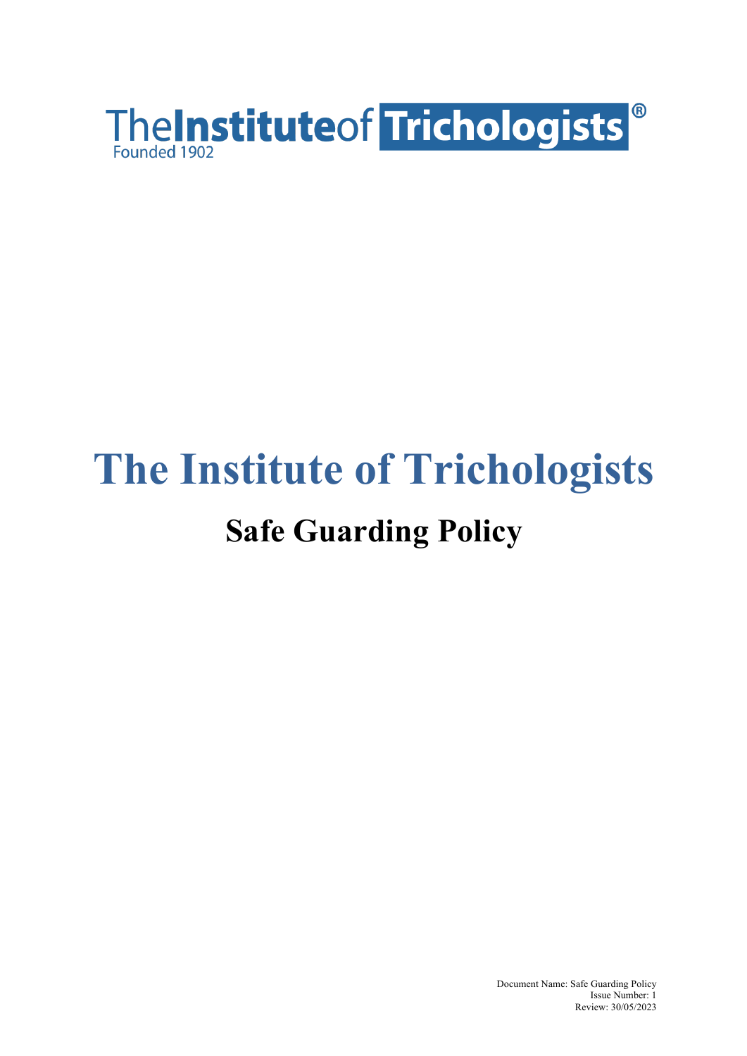TheInstituteof Trichologists®
Founded 1902

# The Institute of Trichologists

## Safe Guarding Policy

Document Name: Safe Guarding Policy
Issue Number: 1
Review: 30/05/2023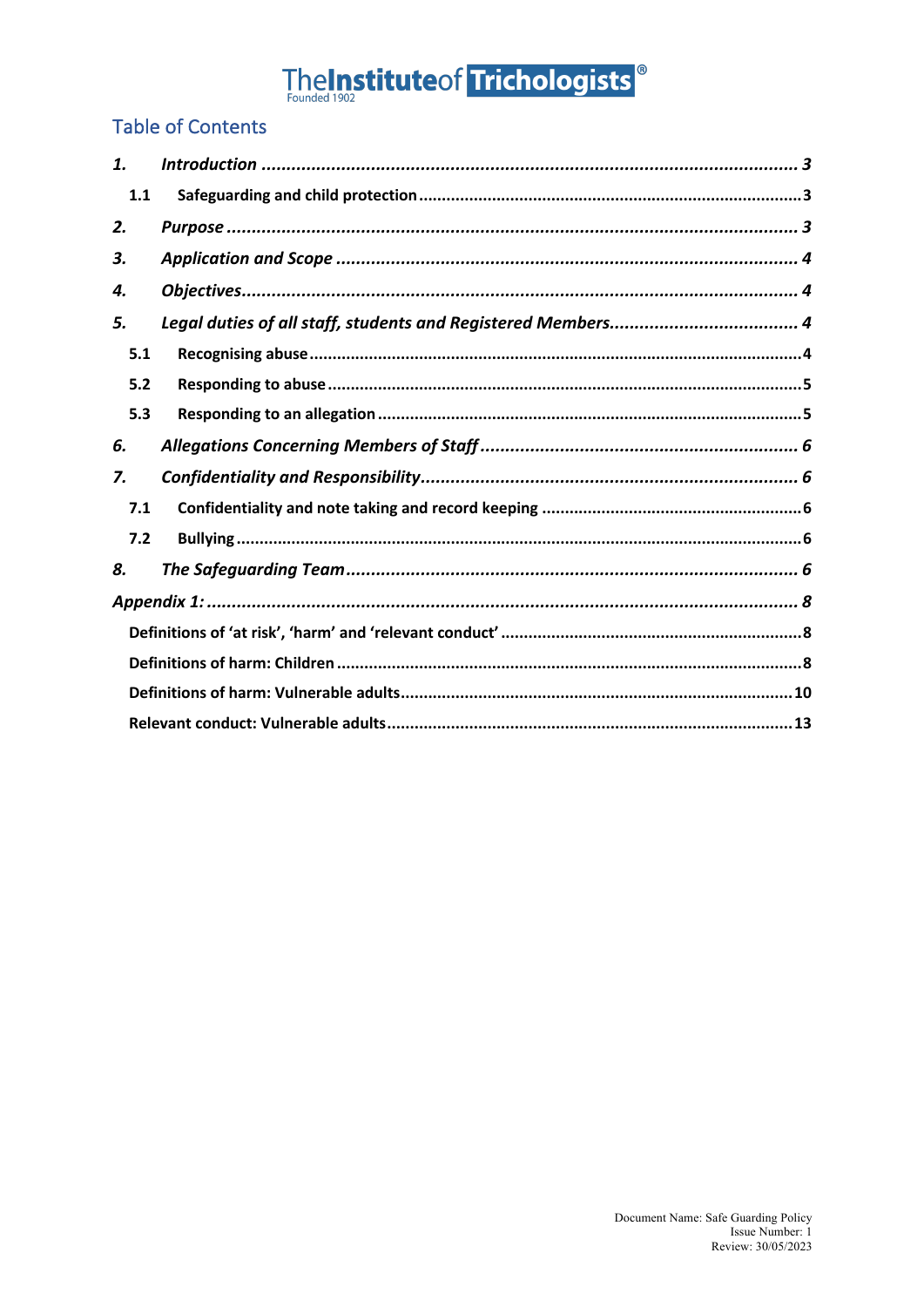# Table of Contents

| | | |
|---|---|---|
| ***1.*** | ***Introduction*** | ***3*** |
| **1.1** | **Safeguarding and child protection** | **3** |
| ***2.*** | ***Purpose*** | ***3*** |
| ***3.*** | ***Application and Scope*** | ***4*** |
| ***4.*** | ***Objectives*** | ***4*** |
| ***5.*** | ***Legal duties of all staff, students and Registered Members*** | ***4*** |
| **5.1** | **Recognising abuse** | **4** |
| **5.2** | **Responding to abuse** | **5** |
| **5.3** | **Responding to an allegation** | **5** |
| ***6.*** | ***Allegations Concerning Members of Staff*** | ***6*** |
| ***7.*** | ***Confidentiality and Responsibility*** | ***6*** |
| **7.1** | **Confidentiality and note taking and record keeping** | **6** |
| **7.2** | **Bullying** | **6** |
| ***8.*** | ***The Safeguarding Team*** | ***6*** |
| ***Appendix 1:*** | | ***8*** |
| | **Definitions of 'at risk', 'harm' and 'relevant conduct'** | **8** |
| | **Definitions of harm: Children** | **8** |
| | **Definitions of harm: Vulnerable adults** | **10** |
| | **Relevant conduct: Vulnerable adults** | **13** |

Document Name: Safe Guarding Policy
Issue Number: 1
Review: 30/05/2023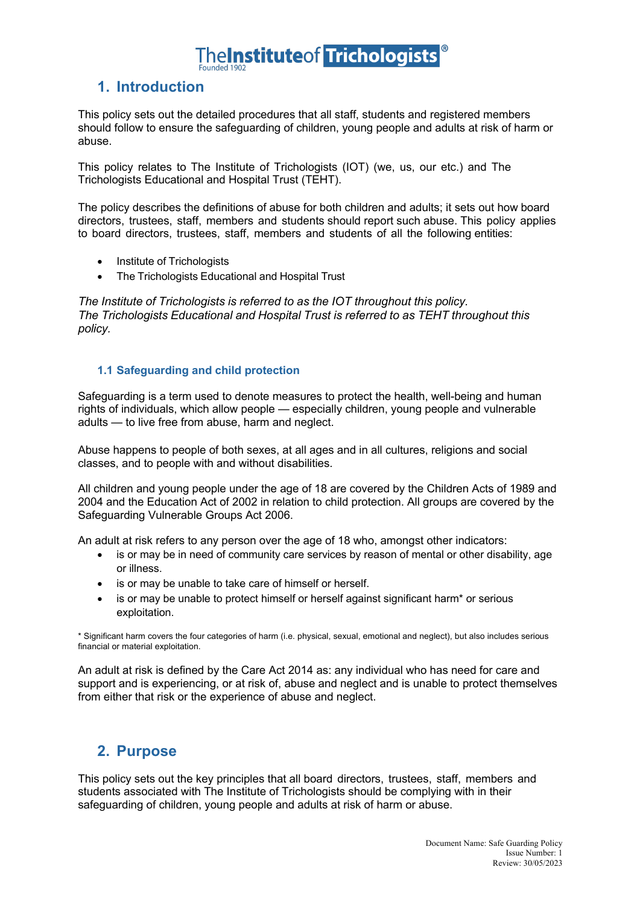## 1. Introduction

This policy sets out the detailed procedures that all staff, students and registered members should follow to ensure the safeguarding of children, young people and adults at risk of harm or abuse.

This policy relates to The Institute of Trichologists (IOT) (we, us, our etc.) and The Trichologists Educational and Hospital Trust (TEHT).

The policy describes the definitions of abuse for both children and adults; it sets out how board directors, trustees, staff, members and students should report such abuse. This policy applies to board directors, trustees, staff, members and students of all the following entities:

- Institute of Trichologists
- The Trichologists Educational and Hospital Trust

*The Institute of Trichologists is referred to as the IOT throughout this policy.*
*The Trichologists Educational and Hospital Trust is referred to as TEHT throughout this policy.*

### 1.1 Safeguarding and child protection

Safeguarding is a term used to denote measures to protect the health, well-being and human rights of individuals, which allow people — especially children, young people and vulnerable adults — to live free from abuse, harm and neglect.

Abuse happens to people of both sexes, at all ages and in all cultures, religions and social classes, and to people with and without disabilities.

All children and young people under the age of 18 are covered by the Children Acts of 1989 and 2004 and the Education Act of 2002 in relation to child protection. All groups are covered by the Safeguarding Vulnerable Groups Act 2006.

An adult at risk refers to any person over the age of 18 who, amongst other indicators:

- is or may be in need of community care services by reason of mental or other disability, age or illness.
- is or may be unable to take care of himself or herself.
- is or may be unable to protect himself or herself against significant harm* or serious exploitation.

\* Significant harm covers the four categories of harm (i.e. physical, sexual, emotional and neglect), but also includes serious financial or material exploitation.

An adult at risk is defined by the Care Act 2014 as: any individual who has need for care and support and is experiencing, or at risk of, abuse and neglect and is unable to protect themselves from either that risk or the experience of abuse and neglect.

## 2. Purpose

This policy sets out the key principles that all board directors, trustees, staff, members and students associated with The Institute of Trichologists should be complying with in their safeguarding of children, young people and adults at risk of harm or abuse.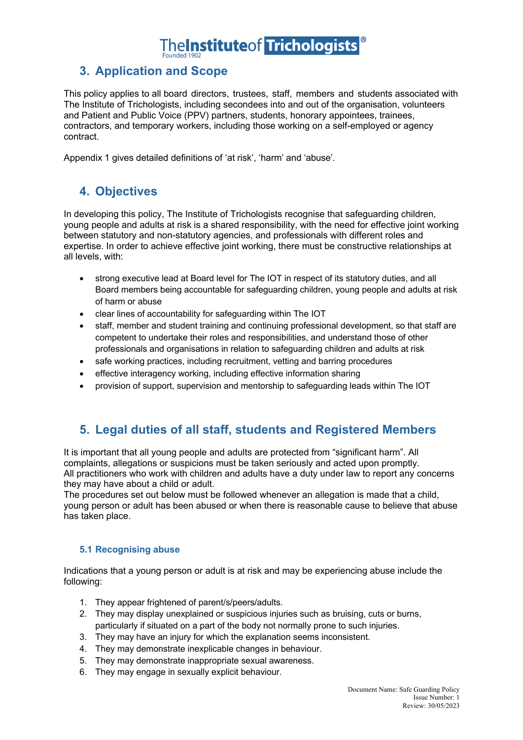## 3. Application and Scope

This policy applies to all board directors, trustees, staff, members and students associated with The Institute of Trichologists, including secondees into and out of the organisation, volunteers and Patient and Public Voice (PPV) partners, students, honorary appointees, trainees, contractors, and temporary workers, including those working on a self-employed or agency contract.

Appendix 1 gives detailed definitions of 'at risk', 'harm' and 'abuse'.

## 4. Objectives

In developing this policy, The Institute of Trichologists recognise that safeguarding children, young people and adults at risk is a shared responsibility, with the need for effective joint working between statutory and non-statutory agencies, and professionals with different roles and expertise. In order to achieve effective joint working, there must be constructive relationships at all levels, with:

- strong executive lead at Board level for The IOT in respect of its statutory duties, and all Board members being accountable for safeguarding children, young people and adults at risk of harm or abuse
- clear lines of accountability for safeguarding within The IOT
- staff, member and student training and continuing professional development, so that staff are competent to undertake their roles and responsibilities, and understand those of other professionals and organisations in relation to safeguarding children and adults at risk
- safe working practices, including recruitment, vetting and barring procedures
- effective interagency working, including effective information sharing
- provision of support, supervision and mentorship to safeguarding leads within The IOT

## 5. Legal duties of all staff, students and Registered Members

It is important that all young people and adults are protected from "significant harm". All complaints, allegations or suspicions must be taken seriously and acted upon promptly.
All practitioners who work with children and adults have a duty under law to report any concerns they may have about a child or adult.
The procedures set out below must be followed whenever an allegation is made that a child, young person or adult has been abused or when there is reasonable cause to believe that abuse has taken place.

### 5.1 Recognising abuse

Indications that a young person or adult is at risk and may be experiencing abuse include the following:

1. They appear frightened of parent/s/peers/adults.
2. They may display unexplained or suspicious injuries such as bruising, cuts or burns, particularly if situated on a part of the body not normally prone to such injuries.
3. They may have an injury for which the explanation seems inconsistent.
4. They may demonstrate inexplicable changes in behaviour.
5. They may demonstrate inappropriate sexual awareness.
6. They may engage in sexually explicit behaviour.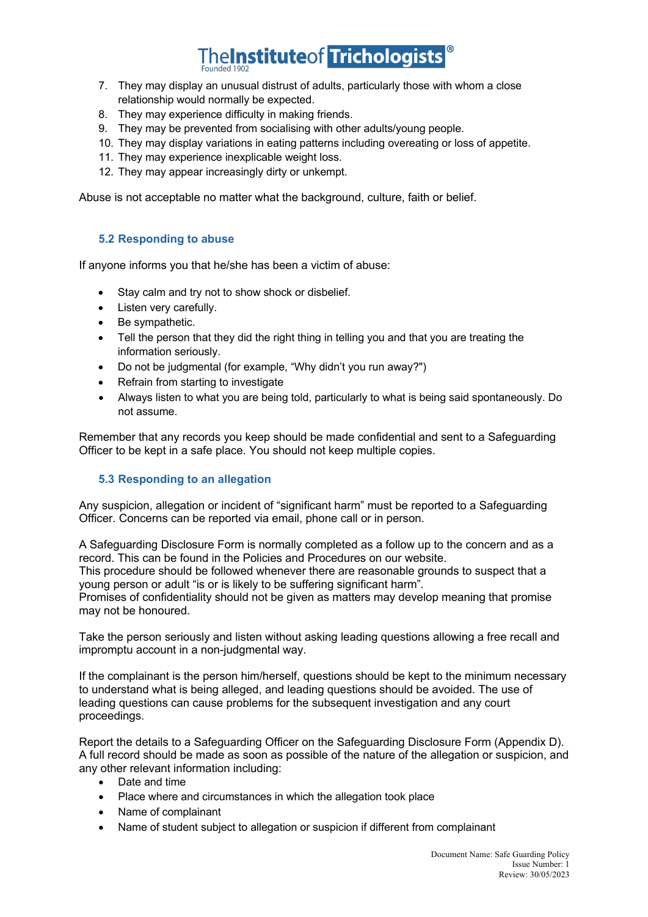7. They may display an unusual distrust of adults, particularly those with whom a close relationship would normally be expected.
8. They may experience difficulty in making friends.
9. They may be prevented from socialising with other adults/young people.
10. They may display variations in eating patterns including overeating or loss of appetite.
11. They may experience inexplicable weight loss.
12. They may appear increasingly dirty or unkempt.

Abuse is not acceptable no matter what the background, culture, faith or belief.

### 5.2 Responding to abuse

If anyone informs you that he/she has been a victim of abuse:

- Stay calm and try not to show shock or disbelief.
- Listen very carefully.
- Be sympathetic.
- Tell the person that they did the right thing in telling you and that you are treating the information seriously.
- Do not be judgmental (for example, "Why didn't you run away?")
- Refrain from starting to investigate
- Always listen to what you are being told, particularly to what is being said spontaneously. Do not assume.

Remember that any records you keep should be made confidential and sent to a Safeguarding Officer to be kept in a safe place. You should not keep multiple copies.

### 5.3 Responding to an allegation

Any suspicion, allegation or incident of "significant harm" must be reported to a Safeguarding Officer. Concerns can be reported via email, phone call or in person.

A Safeguarding Disclosure Form is normally completed as a follow up to the concern and as a record. This can be found in the Policies and Procedures on our website.
This procedure should be followed whenever there are reasonable grounds to suspect that a young person or adult "is or is likely to be suffering significant harm".
Promises of confidentiality should not be given as matters may develop meaning that promise may not be honoured.

Take the person seriously and listen without asking leading questions allowing a free recall and impromptu account in a non-judgmental way.

If the complainant is the person him/herself, questions should be kept to the minimum necessary to understand what is being alleged, and leading questions should be avoided. The use of leading questions can cause problems for the subsequent investigation and any court proceedings.

Report the details to a Safeguarding Officer on the Safeguarding Disclosure Form (Appendix D). A full record should be made as soon as possible of the nature of the allegation or suspicion, and any other relevant information including:

- Date and time
- Place where and circumstances in which the allegation took place
- Name of complainant
- Name of student subject to allegation or suspicion if different from complainant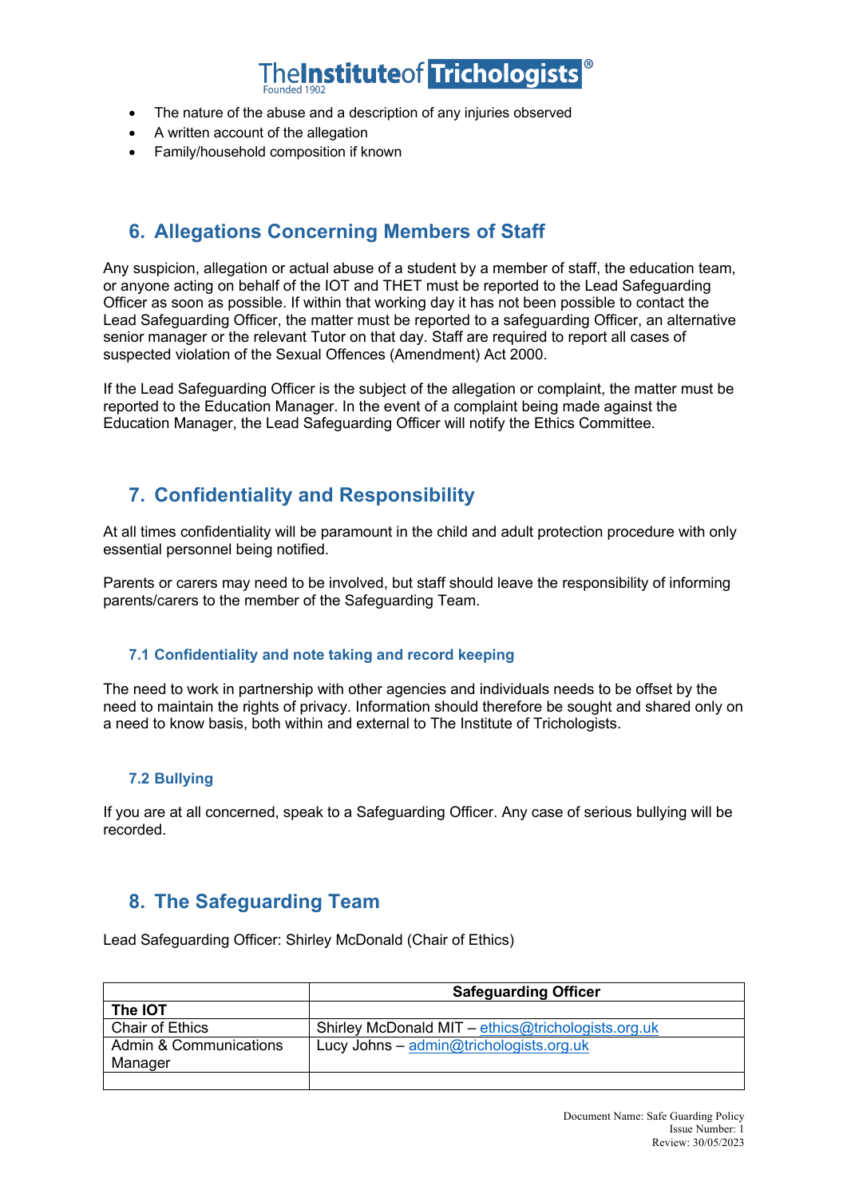- The nature of the abuse and a description of any injuries observed
- A written account of the allegation
- Family/household composition if known

## 6. Allegations Concerning Members of Staff

Any suspicion, allegation or actual abuse of a student by a member of staff, the education team, or anyone acting on behalf of the IOT and THET must be reported to the Lead Safeguarding Officer as soon as possible. If within that working day it has not been possible to contact the Lead Safeguarding Officer, the matter must be reported to a safeguarding Officer, an alternative senior manager or the relevant Tutor on that day. Staff are required to report all cases of suspected violation of the Sexual Offences (Amendment) Act 2000.

If the Lead Safeguarding Officer is the subject of the allegation or complaint, the matter must be reported to the Education Manager. In the event of a complaint being made against the Education Manager, the Lead Safeguarding Officer will notify the Ethics Committee.

## 7. Confidentiality and Responsibility

At all times confidentiality will be paramount in the child and adult protection procedure with only essential personnel being notified.

Parents or carers may need to be involved, but staff should leave the responsibility of informing parents/carers to the member of the Safeguarding Team.

### 7.1 Confidentiality and note taking and record keeping

The need to work in partnership with other agencies and individuals needs to be offset by the need to maintain the rights of privacy. Information should therefore be sought and shared only on a need to know basis, both within and external to The Institute of Trichologists.

### 7.2 Bullying

If you are at all concerned, speak to a Safeguarding Officer. Any case of serious bullying will be recorded.

## 8. The Safeguarding Team

Lead Safeguarding Officer: Shirley McDonald (Chair of Ethics)

| | **Safeguarding Officer** |
|---|---|
| **The IOT** | |
| Chair of Ethics | Shirley McDonald MIT – ethics@trichologists.org.uk |
| Admin & Communications Manager | Lucy Johns – admin@trichologists.org.uk |
| | |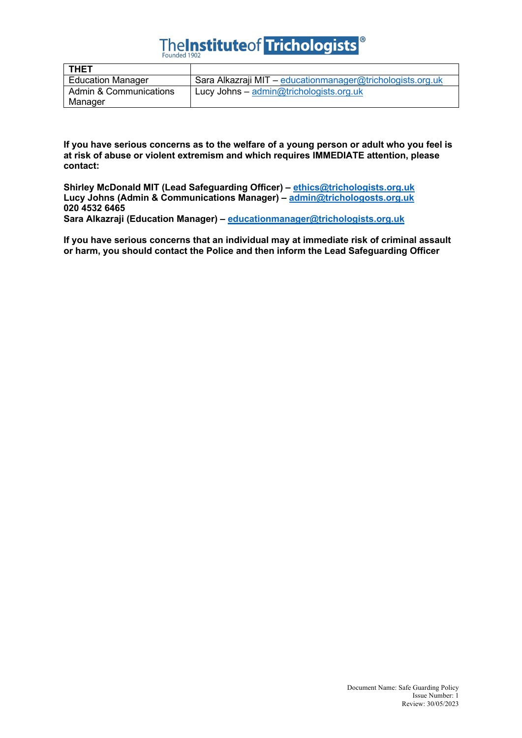| THET | |
|---|---|
| Education Manager | Sara Alkazraji MIT – educationmanager@trichologists.org.uk |
| Admin & Communications Manager | Lucy Johns – admin@trichologists.org.uk |

**If you have serious concerns as to the welfare of a young person or adult who you feel is at risk of abuse or violent extremism and which requires IMMEDIATE attention, please contact:**

**Shirley McDonald MIT (Lead Safeguarding Officer) – ethics@trichologists.org.uk**
**Lucy Johns (Admin & Communications Manager) – admin@trichologosts.org.uk**
**020 4532 6465**
**Sara Alkazraji (Education Manager) – educationmanager@trichologists.org.uk**

**If you have serious concerns that an individual may at immediate risk of criminal assault or harm, you should contact the Police and then inform the Lead Safeguarding Officer**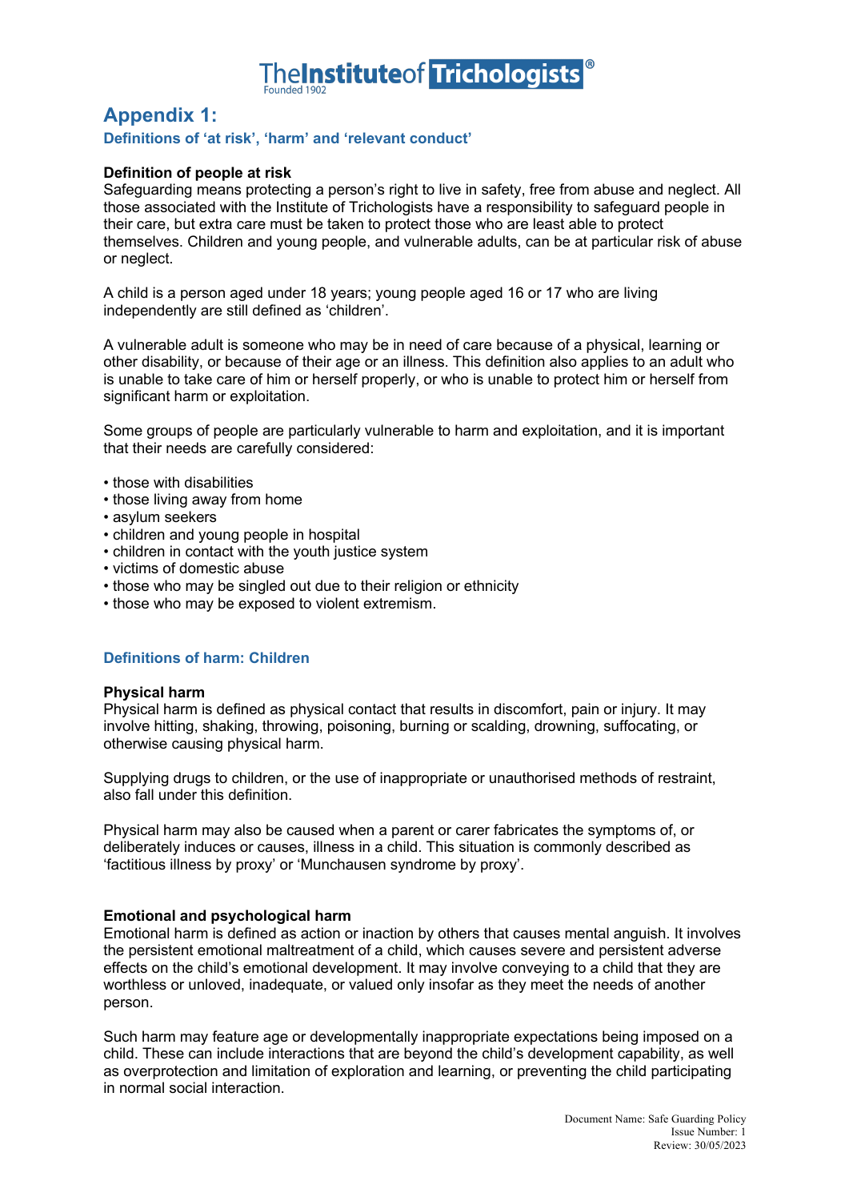# Appendix 1:

### Definitions of 'at risk', 'harm' and 'relevant conduct'

**Definition of people at risk**
Safeguarding means protecting a person's right to live in safety, free from abuse and neglect. All those associated with the Institute of Trichologists have a responsibility to safeguard people in their care, but extra care must be taken to protect those who are least able to protect themselves. Children and young people, and vulnerable adults, can be at particular risk of abuse or neglect.

A child is a person aged under 18 years; young people aged 16 or 17 who are living independently are still defined as 'children'.

A vulnerable adult is someone who may be in need of care because of a physical, learning or other disability, or because of their age or an illness. This definition also applies to an adult who is unable to take care of him or herself properly, or who is unable to protect him or herself from significant harm or exploitation.

Some groups of people are particularly vulnerable to harm and exploitation, and it is important that their needs are carefully considered:

- those with disabilities
- those living away from home
- asylum seekers
- children and young people in hospital
- children in contact with the youth justice system
- victims of domestic abuse
- those who may be singled out due to their religion or ethnicity
- those who may be exposed to violent extremism.

### Definitions of harm: Children

**Physical harm**
Physical harm is defined as physical contact that results in discomfort, pain or injury. It may involve hitting, shaking, throwing, poisoning, burning or scalding, drowning, suffocating, or otherwise causing physical harm.

Supplying drugs to children, or the use of inappropriate or unauthorised methods of restraint, also fall under this definition.

Physical harm may also be caused when a parent or carer fabricates the symptoms of, or deliberately induces or causes, illness in a child. This situation is commonly described as 'factitious illness by proxy' or 'Munchausen syndrome by proxy'.

**Emotional and psychological harm**
Emotional harm is defined as action or inaction by others that causes mental anguish. It involves the persistent emotional maltreatment of a child, which causes severe and persistent adverse effects on the child's emotional development. It may involve conveying to a child that they are worthless or unloved, inadequate, or valued only insofar as they meet the needs of another person.

Such harm may feature age or developmentally inappropriate expectations being imposed on a child. These can include interactions that are beyond the child's development capability, as well as overprotection and limitation of exploration and learning, or preventing the child participating in normal social interaction.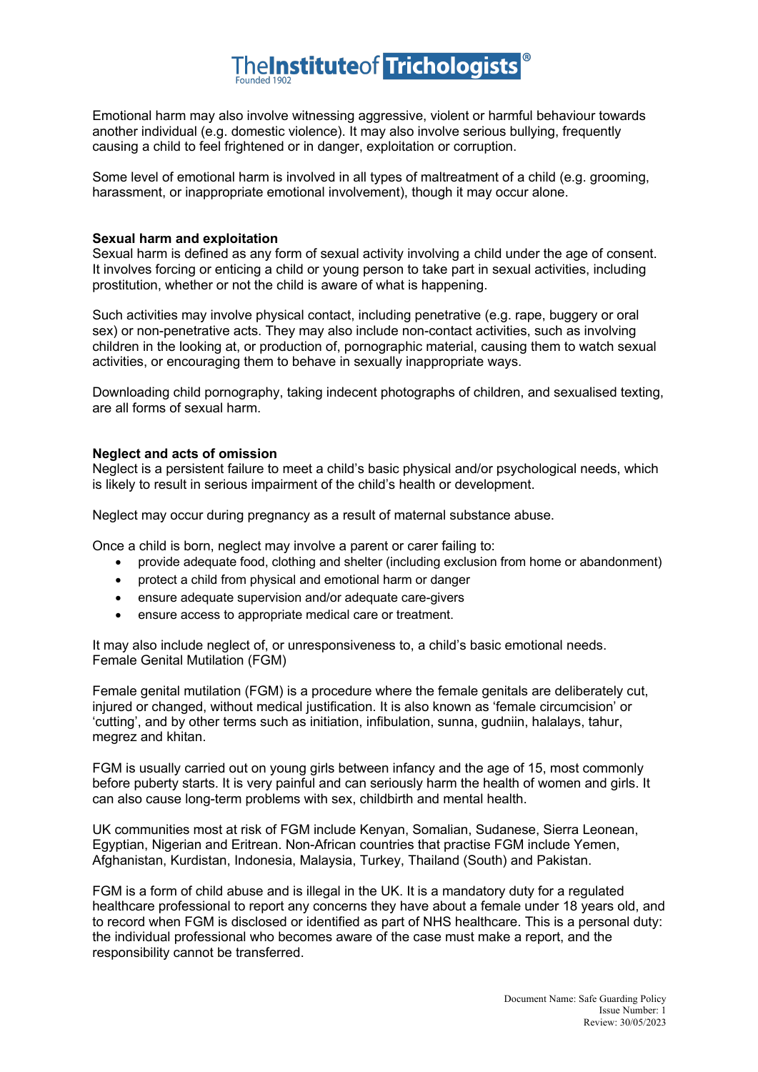Emotional harm may also involve witnessing aggressive, violent or harmful behaviour towards another individual (e.g. domestic violence). It may also involve serious bullying, frequently causing a child to feel frightened or in danger, exploitation or corruption.

Some level of emotional harm is involved in all types of maltreatment of a child (e.g. grooming, harassment, or inappropriate emotional involvement), though it may occur alone.

**Sexual harm and exploitation**

Sexual harm is defined as any form of sexual activity involving a child under the age of consent. It involves forcing or enticing a child or young person to take part in sexual activities, including prostitution, whether or not the child is aware of what is happening.

Such activities may involve physical contact, including penetrative (e.g. rape, buggery or oral sex) or non-penetrative acts. They may also include non-contact activities, such as involving children in the looking at, or production of, pornographic material, causing them to watch sexual activities, or encouraging them to behave in sexually inappropriate ways.

Downloading child pornography, taking indecent photographs of children, and sexualised texting, are all forms of sexual harm.

**Neglect and acts of omission**

Neglect is a persistent failure to meet a child's basic physical and/or psychological needs, which is likely to result in serious impairment of the child's health or development.

Neglect may occur during pregnancy as a result of maternal substance abuse.

Once a child is born, neglect may involve a parent or carer failing to:

- provide adequate food, clothing and shelter (including exclusion from home or abandonment)
- protect a child from physical and emotional harm or danger
- ensure adequate supervision and/or adequate care-givers
- ensure access to appropriate medical care or treatment.

It may also include neglect of, or unresponsiveness to, a child's basic emotional needs.
Female Genital Mutilation (FGM)

Female genital mutilation (FGM) is a procedure where the female genitals are deliberately cut, injured or changed, without medical justification. It is also known as 'female circumcision' or 'cutting', and by other terms such as initiation, infibulation, sunna, gudniin, halalays, tahur, megrez and khitan.

FGM is usually carried out on young girls between infancy and the age of 15, most commonly before puberty starts. It is very painful and can seriously harm the health of women and girls. It can also cause long-term problems with sex, childbirth and mental health.

UK communities most at risk of FGM include Kenyan, Somalian, Sudanese, Sierra Leonean, Egyptian, Nigerian and Eritrean. Non-African countries that practise FGM include Yemen, Afghanistan, Kurdistan, Indonesia, Malaysia, Turkey, Thailand (South) and Pakistan.

FGM is a form of child abuse and is illegal in the UK. It is a mandatory duty for a regulated healthcare professional to report any concerns they have about a female under 18 years old, and to record when FGM is disclosed or identified as part of NHS healthcare. This is a personal duty: the individual professional who becomes aware of the case must make a report, and the responsibility cannot be transferred.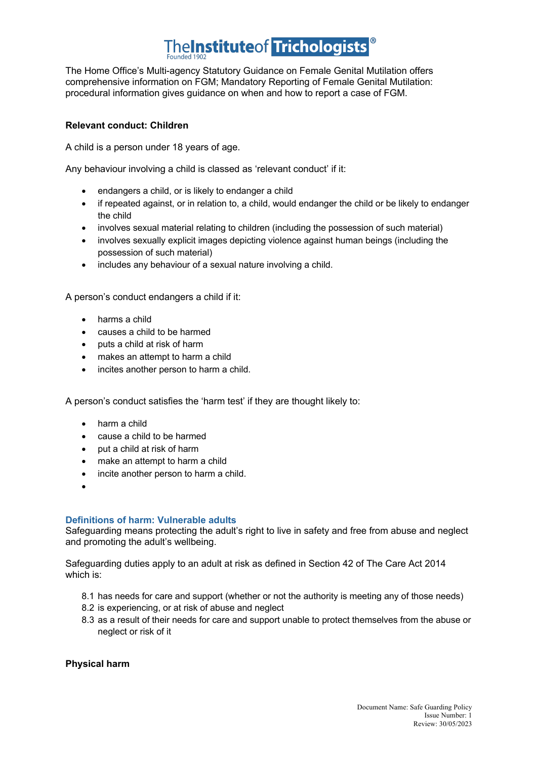The Home Office's Multi-agency Statutory Guidance on Female Genital Mutilation offers comprehensive information on FGM; Mandatory Reporting of Female Genital Mutilation: procedural information gives guidance on when and how to report a case of FGM.

**Relevant conduct: Children**

A child is a person under 18 years of age.

Any behaviour involving a child is classed as 'relevant conduct' if it:

- endangers a child, or is likely to endanger a child
- if repeated against, or in relation to, a child, would endanger the child or be likely to endanger the child
- involves sexual material relating to children (including the possession of such material)
- involves sexually explicit images depicting violence against human beings (including the possession of such material)
- includes any behaviour of a sexual nature involving a child.

A person's conduct endangers a child if it:

- harms a child
- causes a child to be harmed
- puts a child at risk of harm
- makes an attempt to harm a child
- incites another person to harm a child.

A person's conduct satisfies the 'harm test' if they are thought likely to:

- harm a child
- cause a child to be harmed
- put a child at risk of harm
- make an attempt to harm a child
- incite another person to harm a child.

### Definitions of harm: Vulnerable adults

Safeguarding means protecting the adult's right to live in safety and free from abuse and neglect and promoting the adult's wellbeing.

Safeguarding duties apply to an adult at risk as defined in Section 42 of The Care Act 2014 which is:

8.1 has needs for care and support (whether or not the authority is meeting any of those needs)
8.2 is experiencing, or at risk of abuse and neglect
8.3 as a result of their needs for care and support unable to protect themselves from the abuse or neglect or risk of it

**Physical harm**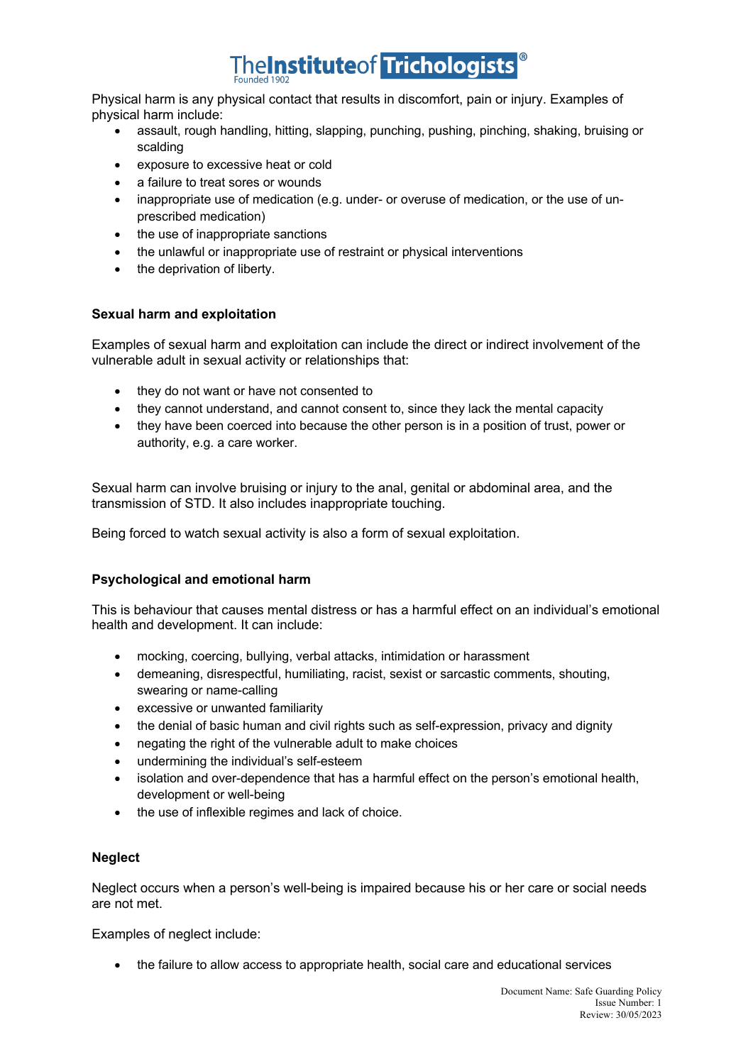Physical harm is any physical contact that results in discomfort, pain or injury. Examples of physical harm include:

- assault, rough handling, hitting, slapping, punching, pushing, pinching, shaking, bruising or scalding
- exposure to excessive heat or cold
- a failure to treat sores or wounds
- inappropriate use of medication (e.g. under- or overuse of medication, or the use of un-prescribed medication)
- the use of inappropriate sanctions
- the unlawful or inappropriate use of restraint or physical interventions
- the deprivation of liberty.

**Sexual harm and exploitation**

Examples of sexual harm and exploitation can include the direct or indirect involvement of the vulnerable adult in sexual activity or relationships that:

- they do not want or have not consented to
- they cannot understand, and cannot consent to, since they lack the mental capacity
- they have been coerced into because the other person is in a position of trust, power or authority, e.g. a care worker.

Sexual harm can involve bruising or injury to the anal, genital or abdominal area, and the transmission of STD. It also includes inappropriate touching.

Being forced to watch sexual activity is also a form of sexual exploitation.

**Psychological and emotional harm**

This is behaviour that causes mental distress or has a harmful effect on an individual's emotional health and development. It can include:

- mocking, coercing, bullying, verbal attacks, intimidation or harassment
- demeaning, disrespectful, humiliating, racist, sexist or sarcastic comments, shouting, swearing or name-calling
- excessive or unwanted familiarity
- the denial of basic human and civil rights such as self-expression, privacy and dignity
- negating the right of the vulnerable adult to make choices
- undermining the individual's self-esteem
- isolation and over-dependence that has a harmful effect on the person's emotional health, development or well-being
- the use of inflexible regimes and lack of choice.

**Neglect**

Neglect occurs when a person's well-being is impaired because his or her care or social needs are not met.

Examples of neglect include:

- the failure to allow access to appropriate health, social care and educational services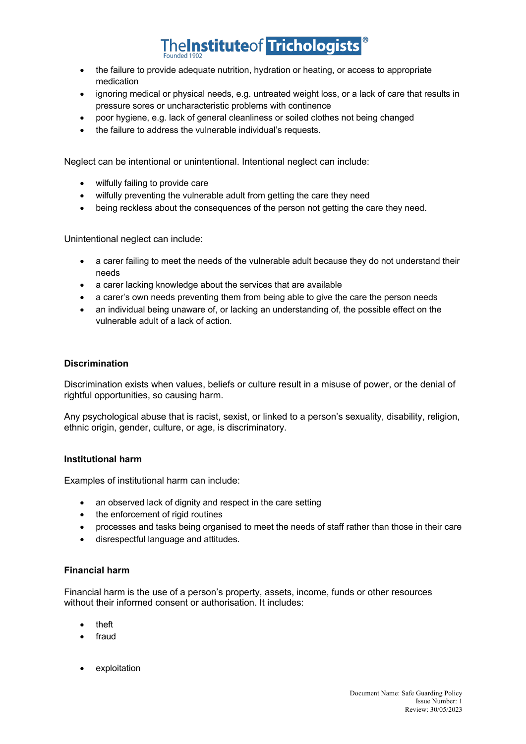- the failure to provide adequate nutrition, hydration or heating, or access to appropriate medication
- ignoring medical or physical needs, e.g. untreated weight loss, or a lack of care that results in pressure sores or uncharacteristic problems with continence
- poor hygiene, e.g. lack of general cleanliness or soiled clothes not being changed
- the failure to address the vulnerable individual's requests.

Neglect can be intentional or unintentional. Intentional neglect can include:

- wilfully failing to provide care
- wilfully preventing the vulnerable adult from getting the care they need
- being reckless about the consequences of the person not getting the care they need.

Unintentional neglect can include:

- a carer failing to meet the needs of the vulnerable adult because they do not understand their needs
- a carer lacking knowledge about the services that are available
- a carer's own needs preventing them from being able to give the care the person needs
- an individual being unaware of, or lacking an understanding of, the possible effect on the vulnerable adult of a lack of action.

**Discrimination**

Discrimination exists when values, beliefs or culture result in a misuse of power, or the denial of rightful opportunities, so causing harm.

Any psychological abuse that is racist, sexist, or linked to a person's sexuality, disability, religion, ethnic origin, gender, culture, or age, is discriminatory.

**Institutional harm**

Examples of institutional harm can include:

- an observed lack of dignity and respect in the care setting
- the enforcement of rigid routines
- processes and tasks being organised to meet the needs of staff rather than those in their care
- disrespectful language and attitudes.

**Financial harm**

Financial harm is the use of a person's property, assets, income, funds or other resources without their informed consent or authorisation. It includes:

- theft
- fraud
- exploitation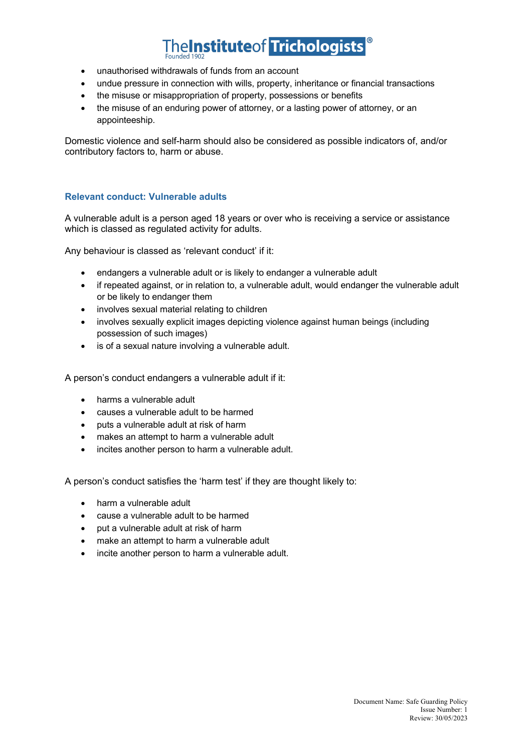- unauthorised withdrawals of funds from an account
- undue pressure in connection with wills, property, inheritance or financial transactions
- the misuse or misappropriation of property, possessions or benefits
- the misuse of an enduring power of attorney, or a lasting power of attorney, or an appointeeship.

Domestic violence and self-harm should also be considered as possible indicators of, and/or contributory factors to, harm or abuse.

### Relevant conduct: Vulnerable adults

A vulnerable adult is a person aged 18 years or over who is receiving a service or assistance which is classed as regulated activity for adults.

Any behaviour is classed as 'relevant conduct' if it:

- endangers a vulnerable adult or is likely to endanger a vulnerable adult
- if repeated against, or in relation to, a vulnerable adult, would endanger the vulnerable adult or be likely to endanger them
- involves sexual material relating to children
- involves sexually explicit images depicting violence against human beings (including possession of such images)
- is of a sexual nature involving a vulnerable adult.

A person's conduct endangers a vulnerable adult if it:

- harms a vulnerable adult
- causes a vulnerable adult to be harmed
- puts a vulnerable adult at risk of harm
- makes an attempt to harm a vulnerable adult
- incites another person to harm a vulnerable adult.

A person's conduct satisfies the 'harm test' if they are thought likely to:

- harm a vulnerable adult
- cause a vulnerable adult to be harmed
- put a vulnerable adult at risk of harm
- make an attempt to harm a vulnerable adult
- incite another person to harm a vulnerable adult.